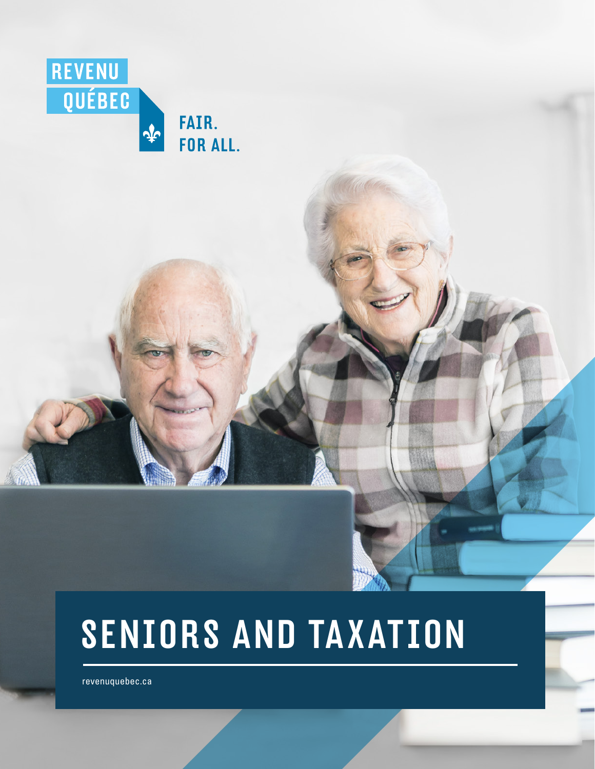REVENU
QUÉBEC

FAIR.
FOR ALL.

# SENIORS AND TAXATION

revenuquebec.ca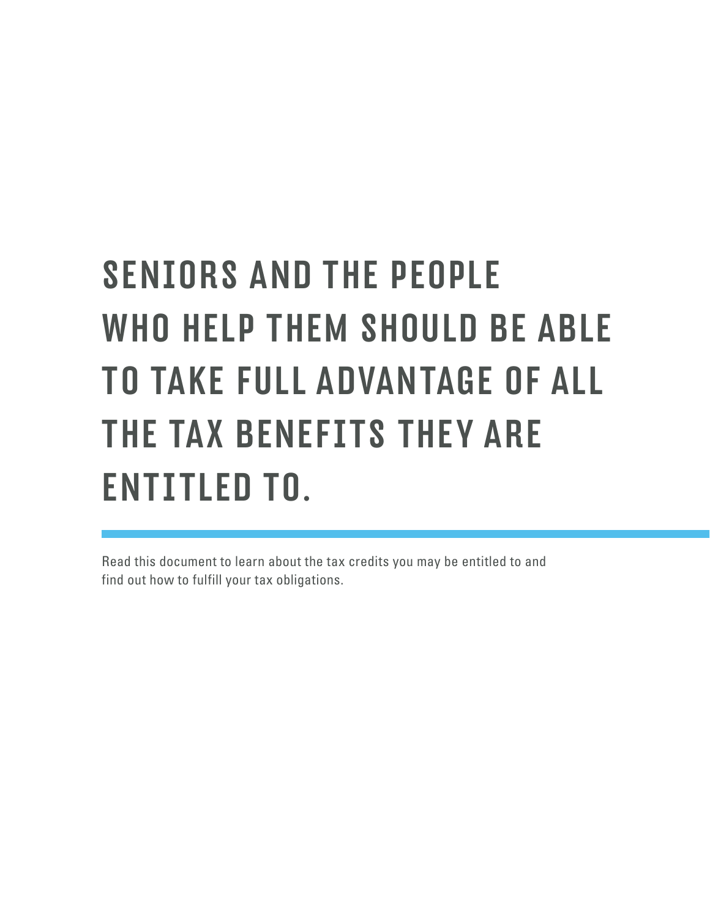# SENIORS AND THE PEOPLE WHO HELP THEM SHOULD BE ABLE TO TAKE FULL ADVANTAGE OF ALL THE TAX BENEFITS THEY ARE ENTITLED TO.

Read this document to learn about the tax credits you may be entitled to and find out how to fulfill your tax obligations.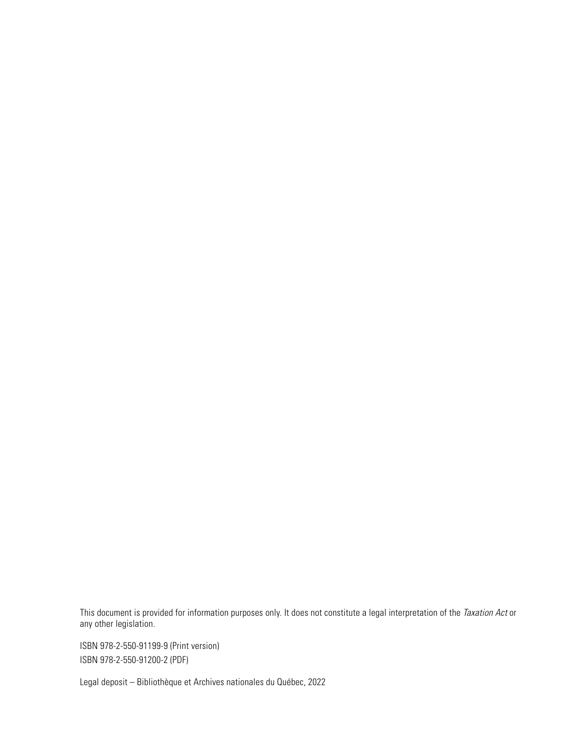This document is provided for information purposes only. It does not constitute a legal interpretation of the *Taxation Act* or any other legislation.

ISBN 978-2-550-91199-9 (Print version)
ISBN 978-2-550-91200-2 (PDF)

Legal deposit – Bibliothèque et Archives nationales du Québec, 2022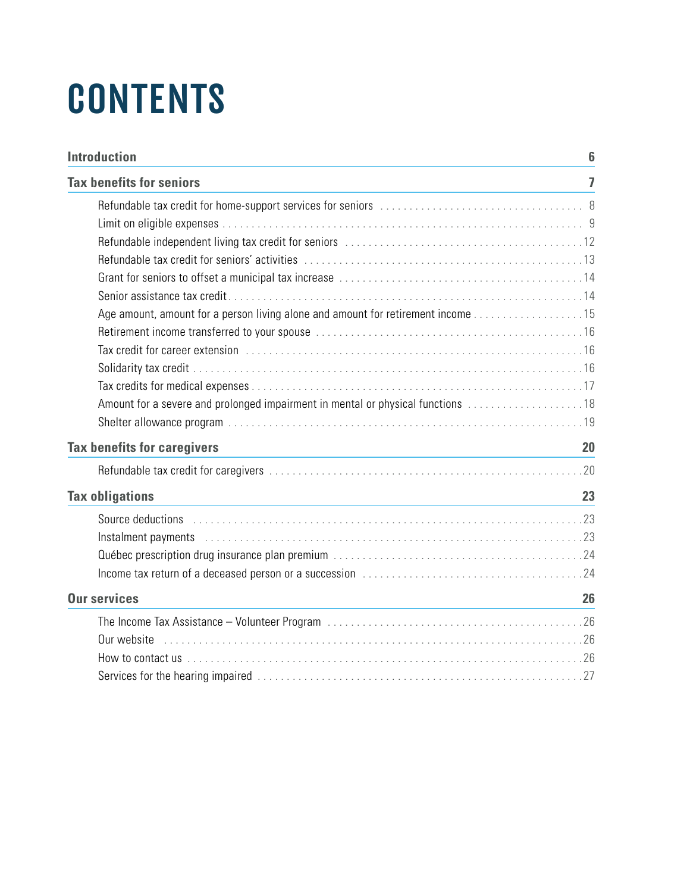# CONTENTS

| | |
|---|---|
| **Introduction** | **6** |
| **Tax benefits for seniors** | **7** |
| Refundable tax credit for home-support services for seniors | 8 |
| Limit on eligible expenses | 9 |
| Refundable independent living tax credit for seniors | 12 |
| Refundable tax credit for seniors' activities | 13 |
| Grant for seniors to offset a municipal tax increase | 14 |
| Senior assistance tax credit | 14 |
| Age amount, amount for a person living alone and amount for retirement income | 15 |
| Retirement income transferred to your spouse | 16 |
| Tax credit for career extension | 16 |
| Solidarity tax credit | 16 |
| Tax credits for medical expenses | 17 |
| Amount for a severe and prolonged impairment in mental or physical functions | 18 |
| Shelter allowance program | 19 |
| **Tax benefits for caregivers** | **20** |
| Refundable tax credit for caregivers | 20 |
| **Tax obligations** | **23** |
| Source deductions | 23 |
| Instalment payments | 23 |
| Québec prescription drug insurance plan premium | 24 |
| Income tax return of a deceased person or a succession | 24 |
| **Our services** | **26** |
| The Income Tax Assistance – Volunteer Program | 26 |
| Our website | 26 |
| How to contact us | 26 |
| Services for the hearing impaired | 27 |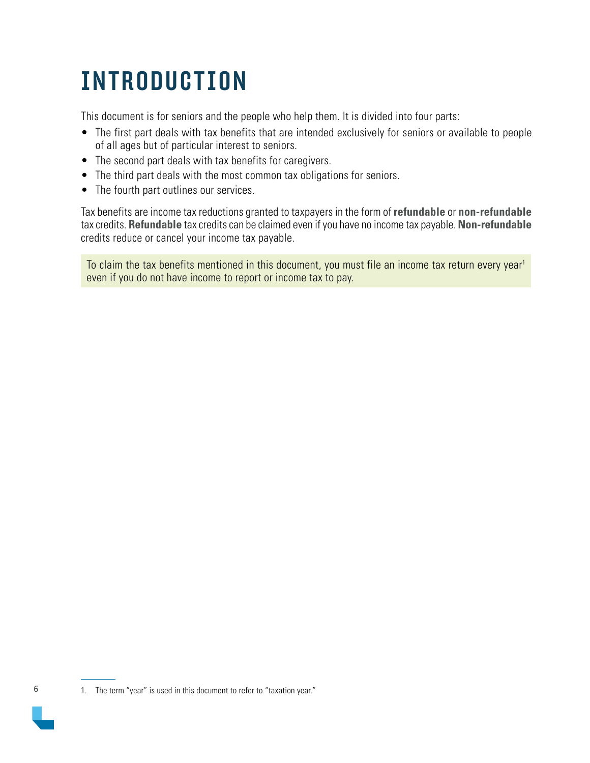# INTRODUCTION

This document is for seniors and the people who help them. It is divided into four parts:

- The first part deals with tax benefits that are intended exclusively for seniors or available to people of all ages but of particular interest to seniors.
- The second part deals with tax benefits for caregivers.
- The third part deals with the most common tax obligations for seniors.
- The fourth part outlines our services.

Tax benefits are income tax reductions granted to taxpayers in the form of **refundable** or **non-refundable** tax credits. **Refundable** tax credits can be claimed even if you have no income tax payable. **Non-refundable** credits reduce or cancel your income tax payable.

To claim the tax benefits mentioned in this document, you must file an income tax return every year[1] even if you do not have income to report or income tax to pay.

1. The term "year" is used in this document to refer to "taxation year."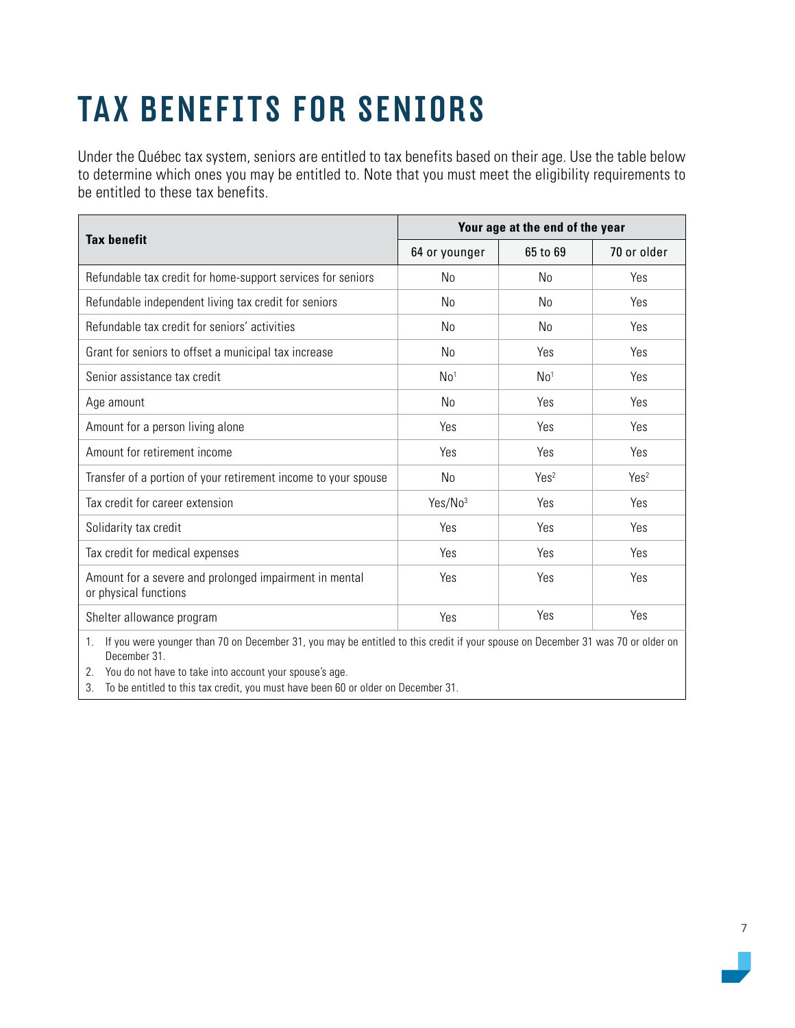# TAX BENEFITS FOR SENIORS

Under the Québec tax system, seniors are entitled to tax benefits based on their age. Use the table below to determine which ones you may be entitled to. Note that you must meet the eligibility requirements to be entitled to these tax benefits.

| Tax benefit | Your age at the end of the year | | |
|---|---|---|---|
| | 64 or younger | 65 to 69 | 70 or older |
| Refundable tax credit for home-support services for seniors | No | No | Yes |
| Refundable independent living tax credit for seniors | No | No | Yes |
| Refundable tax credit for seniors' activities | No | No | Yes |
| Grant for seniors to offset a municipal tax increase | No | Yes | Yes |
| Senior assistance tax credit | No[1] | No[1] | Yes |
| Age amount | No | Yes | Yes |
| Amount for a person living alone | Yes | Yes | Yes |
| Amount for retirement income | Yes | Yes | Yes |
| Transfer of a portion of your retirement income to your spouse | No | Yes[2] | Yes[2] |
| Tax credit for career extension | Yes/No[3] | Yes | Yes |
| Solidarity tax credit | Yes | Yes | Yes |
| Tax credit for medical expenses | Yes | Yes | Yes |
| Amount for a severe and prolonged impairment in mental or physical functions | Yes | Yes | Yes |
| Shelter allowance program | Yes | Yes | Yes |

1. If you were younger than 70 on December 31, you may be entitled to this credit if your spouse on December 31 was 70 or older on December 31.
2. You do not have to take into account your spouse's age.
3. To be entitled to this tax credit, you must have been 60 or older on December 31.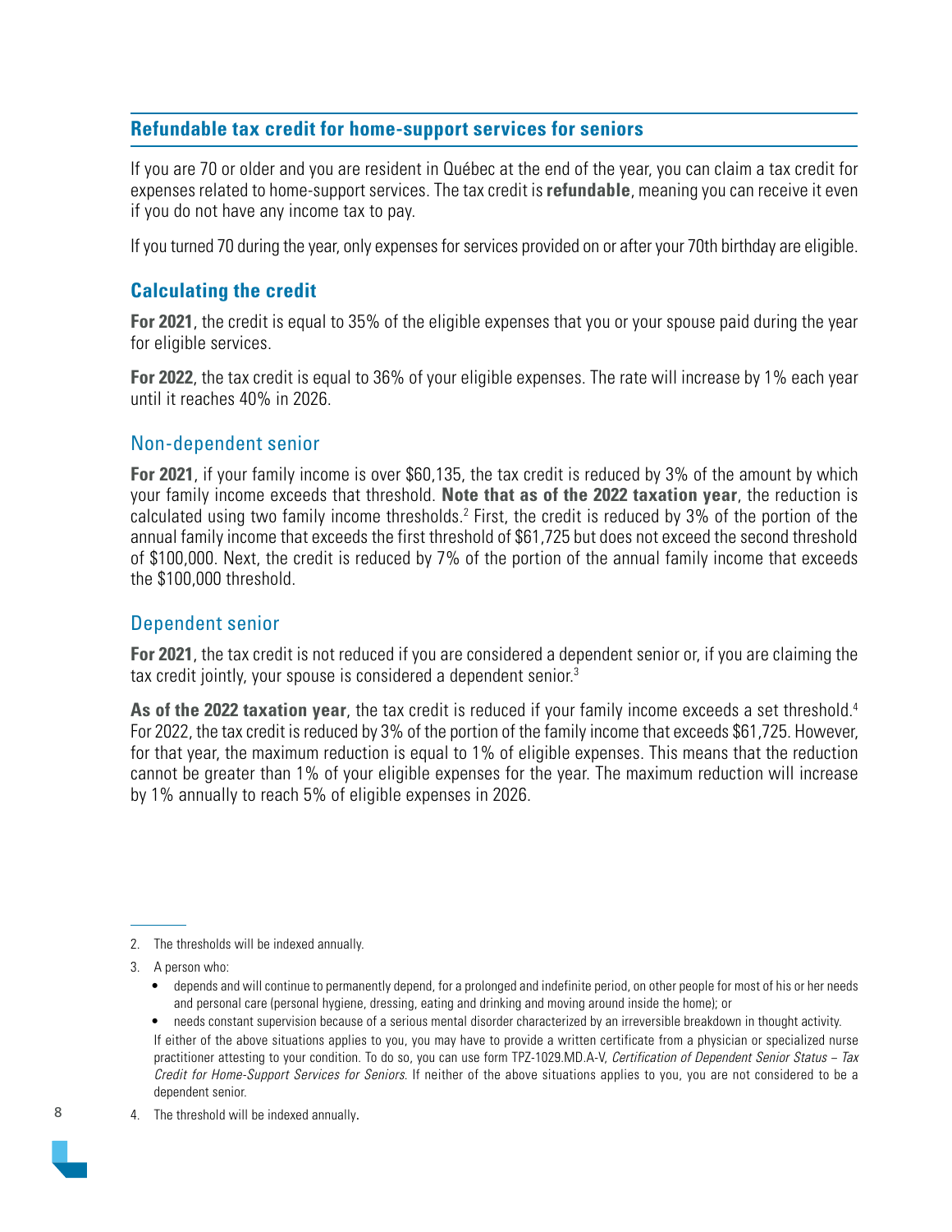## Refundable tax credit for home-support services for seniors

If you are 70 or older and you are resident in Québec at the end of the year, you can claim a tax credit for expenses related to home-support services. The tax credit is **refundable**, meaning you can receive it even if you do not have any income tax to pay.

If you turned 70 during the year, only expenses for services provided on or after your 70th birthday are eligible.

### Calculating the credit

**For 2021**, the credit is equal to 35% of the eligible expenses that you or your spouse paid during the year for eligible services.

**For 2022**, the tax credit is equal to 36% of your eligible expenses. The rate will increase by 1% each year until it reaches 40% in 2026.

#### Non-dependent senior

**For 2021**, if your family income is over $60,135, the tax credit is reduced by 3% of the amount by which your family income exceeds that threshold. **Note that as of the 2022 taxation year**, the reduction is calculated using two family income thresholds.[2] First, the credit is reduced by 3% of the portion of the annual family income that exceeds the first threshold of $61,725 but does not exceed the second threshold of $100,000. Next, the credit is reduced by 7% of the portion of the annual family income that exceeds the $100,000 threshold.

#### Dependent senior

**For 2021**, the tax credit is not reduced if you are considered a dependent senior or, if you are claiming the tax credit jointly, your spouse is considered a dependent senior.[3]

**As of the 2022 taxation year**, the tax credit is reduced if your family income exceeds a set threshold.[4] For 2022, the tax credit is reduced by 3% of the portion of the family income that exceeds $61,725. However, for that year, the maximum reduction is equal to 1% of eligible expenses. This means that the reduction cannot be greater than 1% of your eligible expenses for the year. The maximum reduction will increase by 1% annually to reach 5% of eligible expenses in 2026.

---

2. The thresholds will be indexed annually.
3. A person who:
   - depends and will continue to permanently depend, for a prolonged and indefinite period, on other people for most of his or her needs and personal care (personal hygiene, dressing, eating and drinking and moving around inside the home); or
   - needs constant supervision because of a serious mental disorder characterized by an irreversible breakdown in thought activity.

   If either of the above situations applies to you, you may have to provide a written certificate from a physician or specialized nurse practitioner attesting to your condition. To do so, you can use form TPZ-1029.MD.A-V, *Certification of Dependent Senior Status – Tax Credit for Home-Support Services for Seniors*. If neither of the above situations applies to you, you are not considered to be a dependent senior.
4. The threshold will be indexed annually.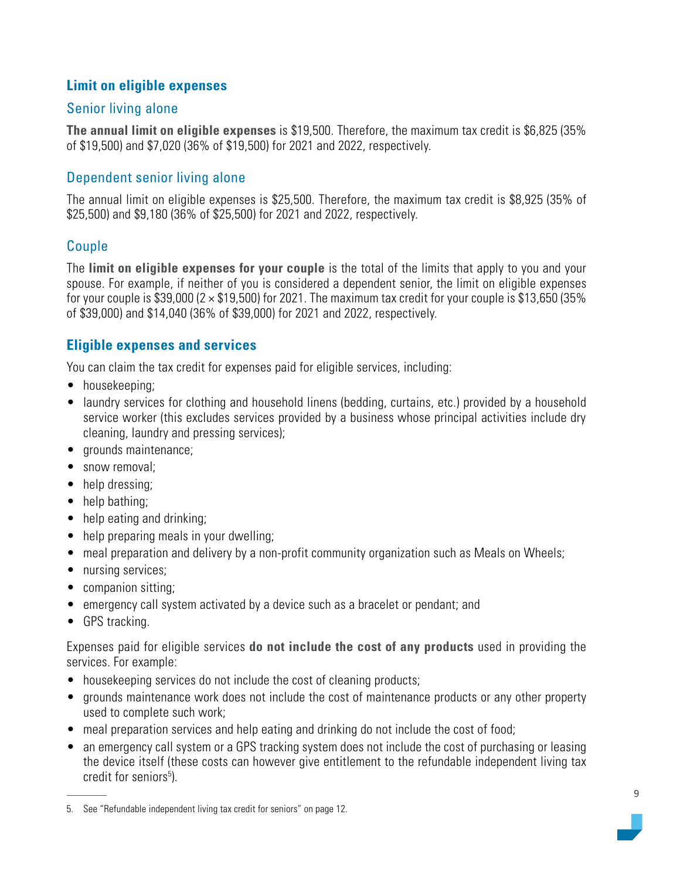## Limit on eligible expenses

### Senior living alone

**The annual limit on eligible expenses** is $19,500. Therefore, the maximum tax credit is $6,825 (35% of $19,500) and $7,020 (36% of $19,500) for 2021 and 2022, respectively.

### Dependent senior living alone

The annual limit on eligible expenses is $25,500. Therefore, the maximum tax credit is $8,925 (35% of $25,500) and $9,180 (36% of $25,500) for 2021 and 2022, respectively.

### Couple

The **limit on eligible expenses for your couple** is the total of the limits that apply to you and your spouse. For example, if neither of you is considered a dependent senior, the limit on eligible expenses for your couple is $39,000 (2 × $19,500) for 2021. The maximum tax credit for your couple is $13,650 (35% of $39,000) and $14,040 (36% of $39,000) for 2021 and 2022, respectively.

## Eligible expenses and services

You can claim the tax credit for expenses paid for eligible services, including:

- housekeeping;
- laundry services for clothing and household linens (bedding, curtains, etc.) provided by a household service worker (this excludes services provided by a business whose principal activities include dry cleaning, laundry and pressing services);
- grounds maintenance;
- snow removal;
- help dressing;
- help bathing;
- help eating and drinking;
- help preparing meals in your dwelling;
- meal preparation and delivery by a non-profit community organization such as Meals on Wheels;
- nursing services;
- companion sitting;
- emergency call system activated by a device such as a bracelet or pendant; and
- GPS tracking.

Expenses paid for eligible services **do not include the cost of any products** used in providing the services. For example:

- housekeeping services do not include the cost of cleaning products;
- grounds maintenance work does not include the cost of maintenance products or any other property used to complete such work;
- meal preparation services and help eating and drinking do not include the cost of food;
- an emergency call system or a GPS tracking system does not include the cost of purchasing or leasing the device itself (these costs can however give entitlement to the refundable independent living tax credit for seniors[5]).

5. See "Refundable independent living tax credit for seniors" on page 12.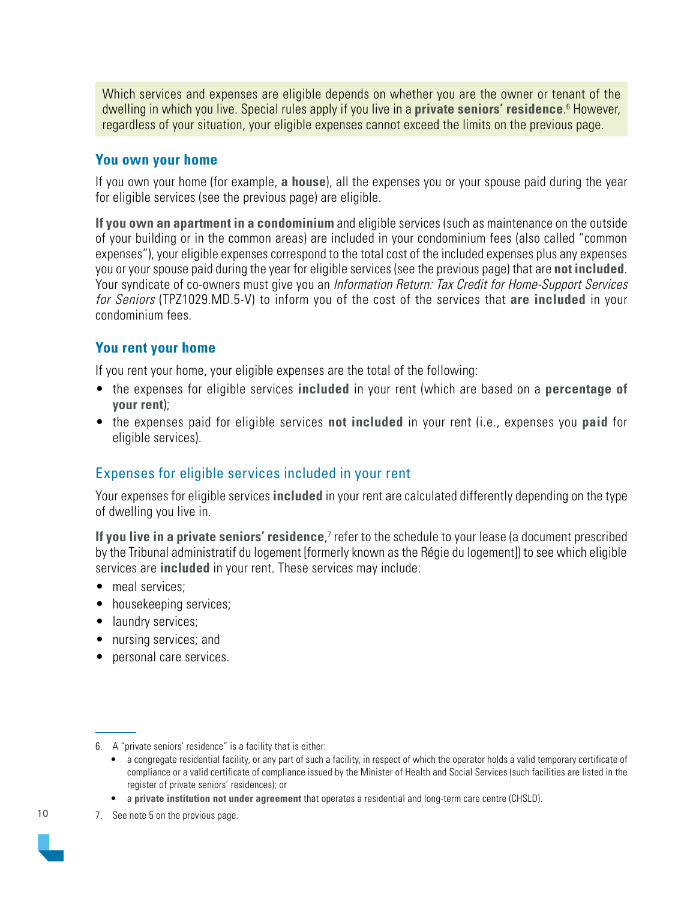Which services and expenses are eligible depends on whether you are the owner or tenant of the dwelling in which you live. Special rules apply if you live in a **private seniors' residence**.[6] However, regardless of your situation, your eligible expenses cannot exceed the limits on the previous page.

## You own your home

If you own your home (for example, **a house**), all the expenses you or your spouse paid during the year for eligible services (see the previous page) are eligible.

**If you own an apartment in a condominium** and eligible services (such as maintenance on the outside of your building or in the common areas) are included in your condominium fees (also called "common expenses"), your eligible expenses correspond to the total cost of the included expenses plus any expenses you or your spouse paid during the year for eligible services (see the previous page) that are **not included**. Your syndicate of co-owners must give you an *Information Return: Tax Credit for Home-Support Services for Seniors* (TPZ1029.MD.5-V) to inform you of the cost of the services that **are included** in your condominium fees.

## You rent your home

If you rent your home, your eligible expenses are the total of the following:

- the expenses for eligible services **included** in your rent (which are based on a **percentage of your rent**);
- the expenses paid for eligible services **not included** in your rent (i.e., expenses you **paid** for eligible services).

### Expenses for eligible services included in your rent

Your expenses for eligible services **included** in your rent are calculated differently depending on the type of dwelling you live in.

**If you live in a private seniors' residence**,[7] refer to the schedule to your lease (a document prescribed by the Tribunal administratif du logement [formerly known as the Régie du logement]) to see which eligible services are **included** in your rent. These services may include:

- meal services;
- housekeeping services;
- laundry services;
- nursing services; and
- personal care services.

---

6. A "private seniors' residence" is a facility that is either:
   - a congregate residential facility, or any part of such a facility, in respect of which the operator holds a valid temporary certificate of compliance or a valid certificate of compliance issued by the Minister of Health and Social Services (such facilities are listed in the register of private seniors' residences); or
   - a **private institution not under agreement** that operates a residential and long-term care centre (CHSLD).

7. See note 5 on the previous page.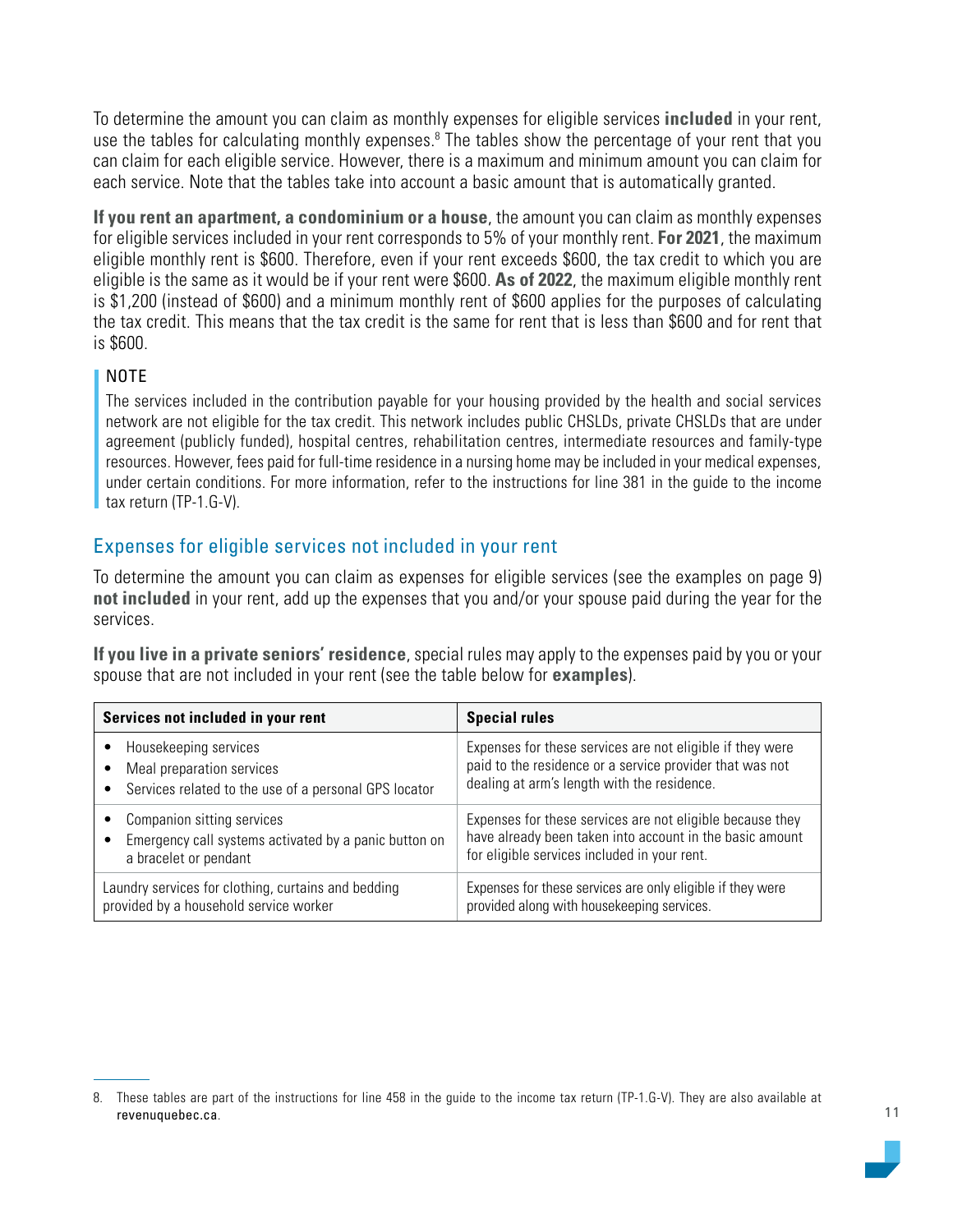To determine the amount you can claim as monthly expenses for eligible services **included** in your rent, use the tables for calculating monthly expenses.[8] The tables show the percentage of your rent that you can claim for each eligible service. However, there is a maximum and minimum amount you can claim for each service. Note that the tables take into account a basic amount that is automatically granted.

**If you rent an apartment, a condominium or a house**, the amount you can claim as monthly expenses for eligible services included in your rent corresponds to 5% of your monthly rent. **For 2021**, the maximum eligible monthly rent is $600. Therefore, even if your rent exceeds $600, the tax credit to which you are eligible is the same as it would be if your rent were $600. **As of 2022**, the maximum eligible monthly rent is $1,200 (instead of $600) and a minimum monthly rent of $600 applies for the purposes of calculating the tax credit. This means that the tax credit is the same for rent that is less than $600 and for rent that is $600.

> NOTE
>
> The services included in the contribution payable for your housing provided by the health and social services network are not eligible for the tax credit. This network includes public CHSLDs, private CHSLDs that are under agreement (publicly funded), hospital centres, rehabilitation centres, intermediate resources and family-type resources. However, fees paid for full-time residence in a nursing home may be included in your medical expenses, under certain conditions. For more information, refer to the instructions for line 381 in the guide to the income tax return (TP-1.G-V).

## Expenses for eligible services not included in your rent

To determine the amount you can claim as expenses for eligible services (see the examples on page 9) **not included** in your rent, add up the expenses that you and/or your spouse paid during the year for the services.

**If you live in a private seniors' residence**, special rules may apply to the expenses paid by you or your spouse that are not included in your rent (see the table below for **examples**).

| Services not included in your rent | Special rules |
|---|---|
| • Housekeeping services<br>• Meal preparation services<br>• Services related to the use of a personal GPS locator | Expenses for these services are not eligible if they were paid to the residence or a service provider that was not dealing at arm's length with the residence. |
| • Companion sitting services<br>• Emergency call systems activated by a panic button on a bracelet or pendant | Expenses for these services are not eligible because they have already been taken into account in the basic amount for eligible services included in your rent. |
| Laundry services for clothing, curtains and bedding provided by a household service worker | Expenses for these services are only eligible if they were provided along with housekeeping services. |

8. These tables are part of the instructions for line 458 in the guide to the income tax return (TP-1.G-V). They are also available at revenuquebec.ca.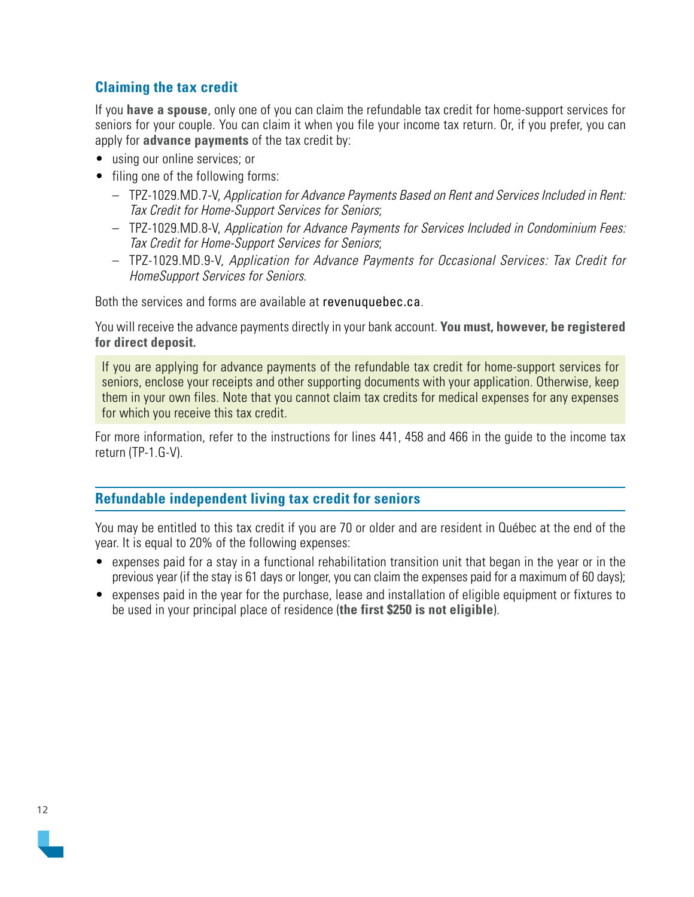### Claiming the tax credit

If you **have a spouse**, only one of you can claim the refundable tax credit for home-support services for seniors for your couple. You can claim it when you file your income tax return. Or, if you prefer, you can apply for **advance payments** of the tax credit by:

- using our online services; or
- filing one of the following forms:
  - TPZ-1029.MD.7-V, *Application for Advance Payments Based on Rent and Services Included in Rent: Tax Credit for Home-Support Services for Seniors*;
  - TPZ-1029.MD.8-V, *Application for Advance Payments for Services Included in Condominium Fees: Tax Credit for Home-Support Services for Seniors*;
  - TPZ-1029.MD.9-V, *Application for Advance Payments for Occasional Services: Tax Credit for HomeSupport Services for Seniors*.

Both the services and forms are available at revenuquebec.ca.

You will receive the advance payments directly in your bank account. **You must, however, be registered for direct deposit.**

If you are applying for advance payments of the refundable tax credit for home-support services for seniors, enclose your receipts and other supporting documents with your application. Otherwise, keep them in your own files. Note that you cannot claim tax credits for medical expenses for any expenses for which you receive this tax credit.

For more information, refer to the instructions for lines 441, 458 and 466 in the guide to the income tax return (TP-1.G-V).

## Refundable independent living tax credit for seniors

You may be entitled to this tax credit if you are 70 or older and are resident in Québec at the end of the year. It is equal to 20% of the following expenses:

- expenses paid for a stay in a functional rehabilitation transition unit that began in the year or in the previous year (if the stay is 61 days or longer, you can claim the expenses paid for a maximum of 60 days);
- expenses paid in the year for the purchase, lease and installation of eligible equipment or fixtures to be used in your principal place of residence (**the first $250 is not eligible**).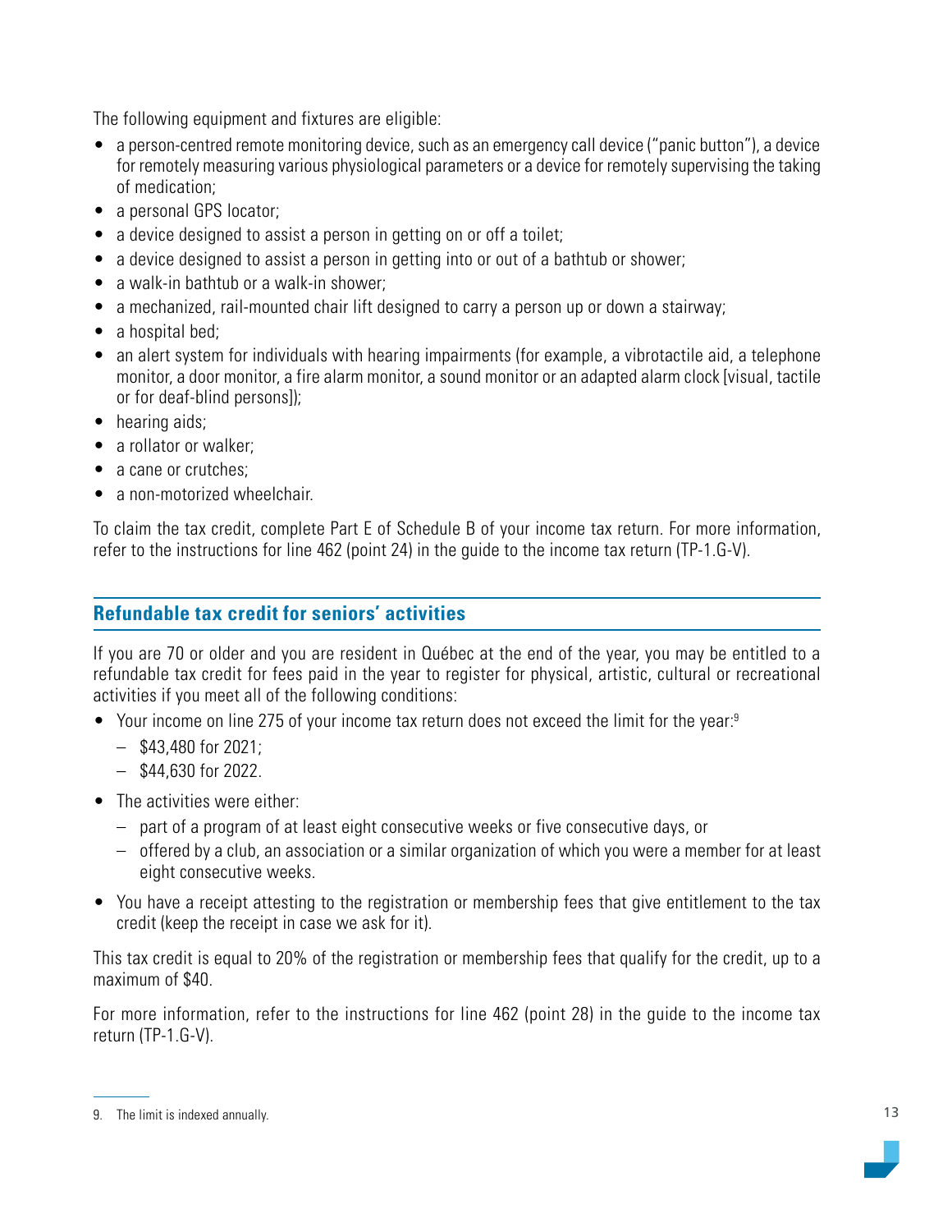The following equipment and fixtures are eligible:

- a person-centred remote monitoring device, such as an emergency call device ("panic button"), a device for remotely measuring various physiological parameters or a device for remotely supervising the taking of medication;
- a personal GPS locator;
- a device designed to assist a person in getting on or off a toilet;
- a device designed to assist a person in getting into or out of a bathtub or shower;
- a walk-in bathtub or a walk-in shower;
- a mechanized, rail-mounted chair lift designed to carry a person up or down a stairway;
- a hospital bed;
- an alert system for individuals with hearing impairments (for example, a vibrotactile aid, a telephone monitor, a door monitor, a fire alarm monitor, a sound monitor or an adapted alarm clock [visual, tactile or for deaf-blind persons]);
- hearing aids;
- a rollator or walker;
- a cane or crutches;
- a non-motorized wheelchair.

To claim the tax credit, complete Part E of Schedule B of your income tax return. For more information, refer to the instructions for line 462 (point 24) in the guide to the income tax return (TP-1.G-V).

## Refundable tax credit for seniors' activities

If you are 70 or older and you are resident in Québec at the end of the year, you may be entitled to a refundable tax credit for fees paid in the year to register for physical, artistic, cultural or recreational activities if you meet all of the following conditions:

- Your income on line 275 of your income tax return does not exceed the limit for the year:[9]
  - $43,480 for 2021;
  - $44,630 for 2022.
- The activities were either:
  - part of a program of at least eight consecutive weeks or five consecutive days, or
  - offered by a club, an association or a similar organization of which you were a member for at least eight consecutive weeks.
- You have a receipt attesting to the registration or membership fees that give entitlement to the tax credit (keep the receipt in case we ask for it).

This tax credit is equal to 20% of the registration or membership fees that qualify for the credit, up to a maximum of $40.

For more information, refer to the instructions for line 462 (point 28) in the guide to the income tax return (TP-1.G-V).

---

9. The limit is indexed annually.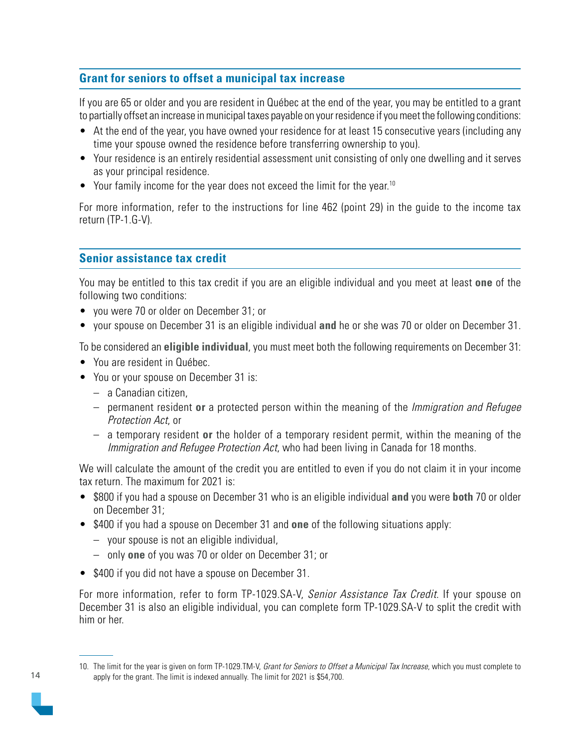## Grant for seniors to offset a municipal tax increase

If you are 65 or older and you are resident in Québec at the end of the year, you may be entitled to a grant to partially offset an increase in municipal taxes payable on your residence if you meet the following conditions:

- At the end of the year, you have owned your residence for at least 15 consecutive years (including any time your spouse owned the residence before transferring ownership to you).
- Your residence is an entirely residential assessment unit consisting of only one dwelling and it serves as your principal residence.
- Your family income for the year does not exceed the limit for the year.[10]

For more information, refer to the instructions for line 462 (point 29) in the guide to the income tax return (TP-1.G-V).

## Senior assistance tax credit

You may be entitled to this tax credit if you are an eligible individual and you meet at least **one** of the following two conditions:

- you were 70 or older on December 31; or
- your spouse on December 31 is an eligible individual **and** he or she was 70 or older on December 31.

To be considered an **eligible individual**, you must meet both the following requirements on December 31:

- You are resident in Québec.
- You or your spouse on December 31 is:
  - a Canadian citizen,
  - permanent resident **or** a protected person within the meaning of the *Immigration and Refugee Protection Act*, or
  - a temporary resident **or** the holder of a temporary resident permit, within the meaning of the *Immigration and Refugee Protection Act*, who had been living in Canada for 18 months.

We will calculate the amount of the credit you are entitled to even if you do not claim it in your income tax return. The maximum for 2021 is:

- $800 if you had a spouse on December 31 who is an eligible individual **and** you were **both** 70 or older on December 31;
- $400 if you had a spouse on December 31 and **one** of the following situations apply:
  - your spouse is not an eligible individual,
  - only **one** of you was 70 or older on December 31; or
- $400 if you did not have a spouse on December 31.

For more information, refer to form TP-1029.SA-V, *Senior Assistance Tax Credit*. If your spouse on December 31 is also an eligible individual, you can complete form TP-1029.SA-V to split the credit with him or her.

---

10. The limit for the year is given on form TP-1029.TM-V, *Grant for Seniors to Offset a Municipal Tax Increase*, which you must complete to apply for the grant. The limit is indexed annually. The limit for 2021 is $54,700.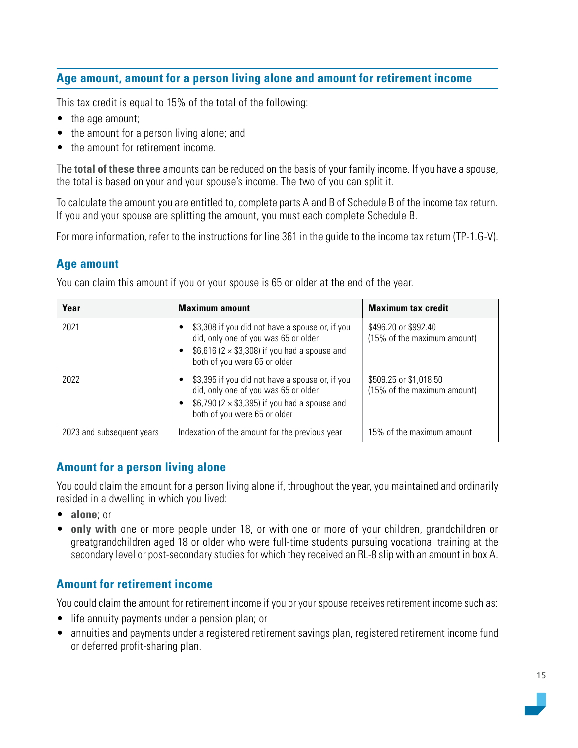## Age amount, amount for a person living alone and amount for retirement income

This tax credit is equal to 15% of the total of the following:

- the age amount;
- the amount for a person living alone; and
- the amount for retirement income.

The **total of these three** amounts can be reduced on the basis of your family income. If you have a spouse, the total is based on your and your spouse's income. The two of you can split it.

To calculate the amount you are entitled to, complete parts A and B of Schedule B of the income tax return. If you and your spouse are splitting the amount, you must each complete Schedule B.

For more information, refer to the instructions for line 361 in the guide to the income tax return (TP-1.G-V).

### Age amount

You can claim this amount if you or your spouse is 65 or older at the end of the year.

| Year | Maximum amount | Maximum tax credit |
|---|---|---|
| 2021 | • \$3,308 if you did not have a spouse or, if you did, only one of you was 65 or older<br>• \$6,616 (2 × \$3,308) if you had a spouse and both of you were 65 or older | \$496.20 or \$992.40 (15% of the maximum amount) |
| 2022 | • \$3,395 if you did not have a spouse or, if you did, only one of you was 65 or older<br>• \$6,790 (2 × \$3,395) if you had a spouse and both of you were 65 or older | \$509.25 or \$1,018.50 (15% of the maximum amount) |
| 2023 and subsequent years | Indexation of the amount for the previous year | 15% of the maximum amount |

### Amount for a person living alone

You could claim the amount for a person living alone if, throughout the year, you maintained and ordinarily resided in a dwelling in which you lived:

- **alone**; or
- **only with** one or more people under 18, or with one or more of your children, grandchildren or greatgrandchildren aged 18 or older who were full-time students pursuing vocational training at the secondary level or post-secondary studies for which they received an RL-8 slip with an amount in box A.

### Amount for retirement income

You could claim the amount for retirement income if you or your spouse receives retirement income such as:

- life annuity payments under a pension plan; or
- annuities and payments under a registered retirement savings plan, registered retirement income fund or deferred profit-sharing plan.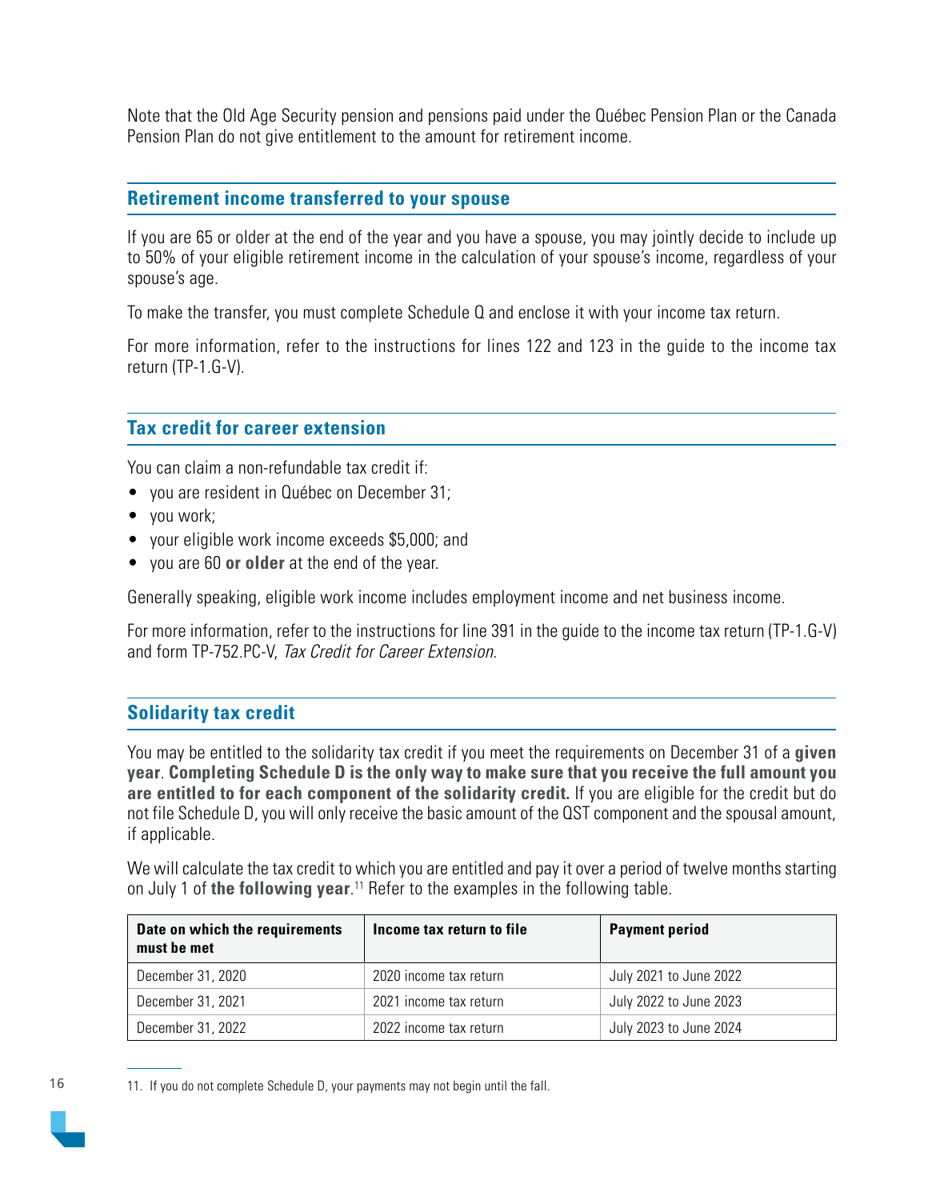Note that the Old Age Security pension and pensions paid under the Québec Pension Plan or the Canada Pension Plan do not give entitlement to the amount for retirement income.

## Retirement income transferred to your spouse

If you are 65 or older at the end of the year and you have a spouse, you may jointly decide to include up to 50% of your eligible retirement income in the calculation of your spouse's income, regardless of your spouse's age.

To make the transfer, you must complete Schedule Q and enclose it with your income tax return.

For more information, refer to the instructions for lines 122 and 123 in the guide to the income tax return (TP-1.G-V).

## Tax credit for career extension

You can claim a non-refundable tax credit if:

- you are resident in Québec on December 31;
- you work;
- your eligible work income exceeds $5,000; and
- you are 60 **or older** at the end of the year.

Generally speaking, eligible work income includes employment income and net business income.

For more information, refer to the instructions for line 391 in the guide to the income tax return (TP-1.G-V) and form TP-752.PC-V, *Tax Credit for Career Extension*.

## Solidarity tax credit

You may be entitled to the solidarity tax credit if you meet the requirements on December 31 of a **given year**. **Completing Schedule D is the only way to make sure that you receive the full amount you are entitled to for each component of the solidarity credit.** If you are eligible for the credit but do not file Schedule D, you will only receive the basic amount of the QST component and the spousal amount, if applicable.

We will calculate the tax credit to which you are entitled and pay it over a period of twelve months starting on July 1 of **the following year**.[11] Refer to the examples in the following table.

| Date on which the requirements must be met | Income tax return to file | Payment period |
|---|---|---|
| December 31, 2020 | 2020 income tax return | July 2021 to June 2022 |
| December 31, 2021 | 2021 income tax return | July 2022 to June 2023 |
| December 31, 2022 | 2022 income tax return | July 2023 to June 2024 |

11. If you do not complete Schedule D, your payments may not begin until the fall.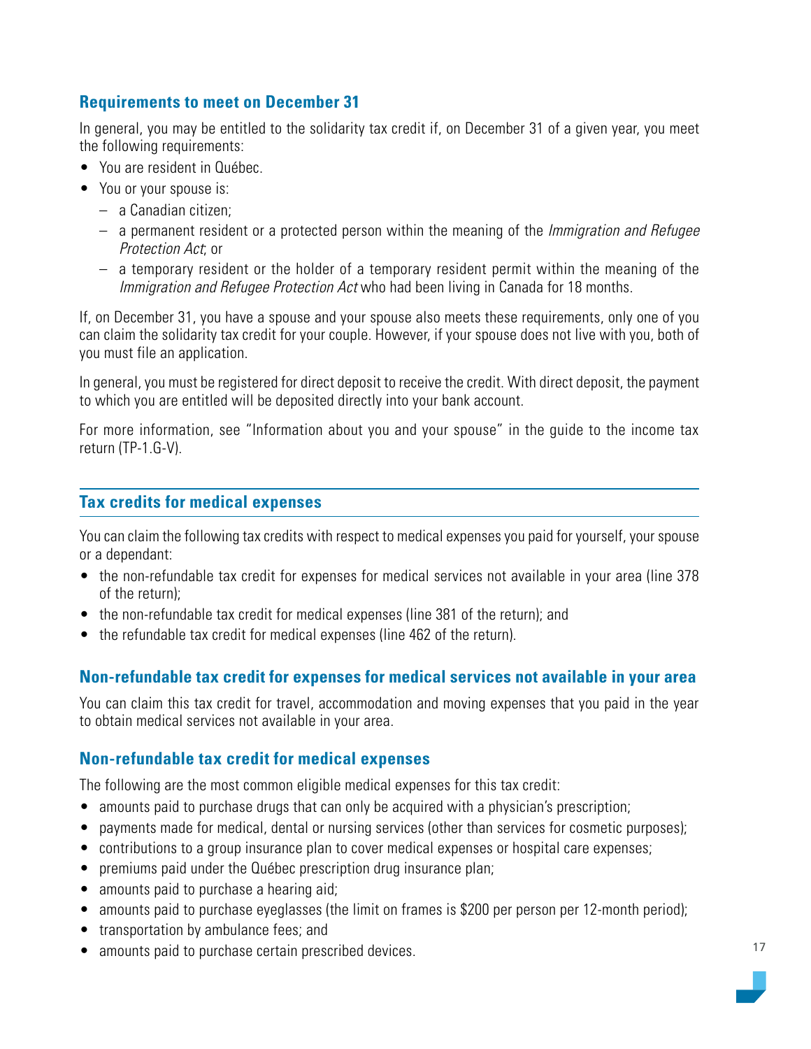### Requirements to meet on December 31

In general, you may be entitled to the solidarity tax credit if, on December 31 of a given year, you meet the following requirements:

- You are resident in Québec.
- You or your spouse is:
  - a Canadian citizen;
  - a permanent resident or a protected person within the meaning of the *Immigration and Refugee Protection Act*; or
  - a temporary resident or the holder of a temporary resident permit within the meaning of the *Immigration and Refugee Protection Act* who had been living in Canada for 18 months.

If, on December 31, you have a spouse and your spouse also meets these requirements, only one of you can claim the solidarity tax credit for your couple. However, if your spouse does not live with you, both of you must file an application.

In general, you must be registered for direct deposit to receive the credit. With direct deposit, the payment to which you are entitled will be deposited directly into your bank account.

For more information, see "Information about you and your spouse" in the guide to the income tax return (TP-1.G-V).

## Tax credits for medical expenses

You can claim the following tax credits with respect to medical expenses you paid for yourself, your spouse or a dependant:

- the non-refundable tax credit for expenses for medical services not available in your area (line 378 of the return);
- the non-refundable tax credit for medical expenses (line 381 of the return); and
- the refundable tax credit for medical expenses (line 462 of the return).

### Non-refundable tax credit for expenses for medical services not available in your area

You can claim this tax credit for travel, accommodation and moving expenses that you paid in the year to obtain medical services not available in your area.

### Non-refundable tax credit for medical expenses

The following are the most common eligible medical expenses for this tax credit:

- amounts paid to purchase drugs that can only be acquired with a physician's prescription;
- payments made for medical, dental or nursing services (other than services for cosmetic purposes);
- contributions to a group insurance plan to cover medical expenses or hospital care expenses;
- premiums paid under the Québec prescription drug insurance plan;
- amounts paid to purchase a hearing aid;
- amounts paid to purchase eyeglasses (the limit on frames is $200 per person per 12-month period);
- transportation by ambulance fees; and
- amounts paid to purchase certain prescribed devices.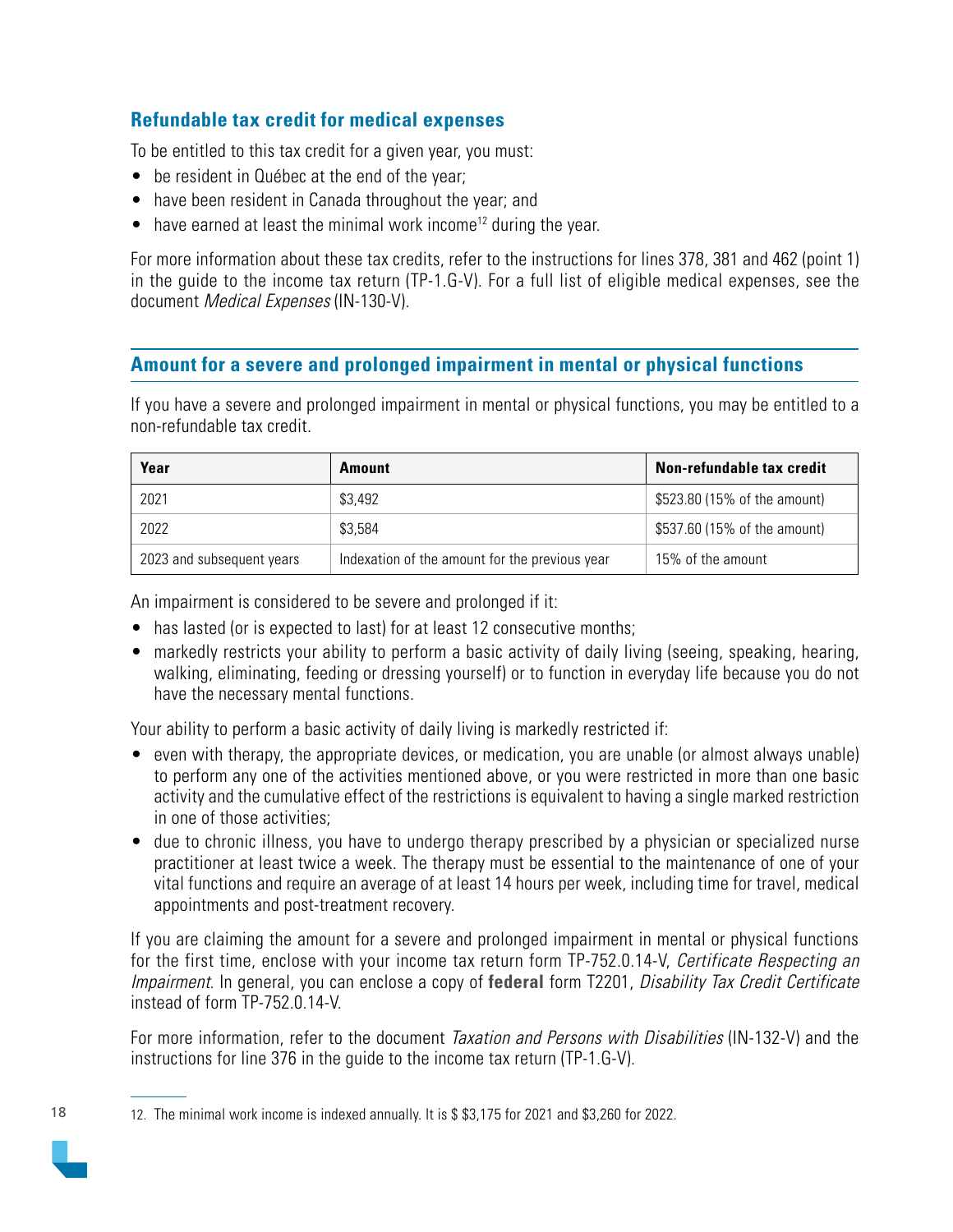## Refundable tax credit for medical expenses

To be entitled to this tax credit for a given year, you must:

- be resident in Québec at the end of the year;
- have been resident in Canada throughout the year; and
- have earned at least the minimal work income[12] during the year.

For more information about these tax credits, refer to the instructions for lines 378, 381 and 462 (point 1) in the guide to the income tax return (TP-1.G-V). For a full list of eligible medical expenses, see the document *Medical Expenses* (IN-130-V).

## Amount for a severe and prolonged impairment in mental or physical functions

If you have a severe and prolonged impairment in mental or physical functions, you may be entitled to a non-refundable tax credit.

| Year | Amount | Non-refundable tax credit |
|---|---|---|
| 2021 | $3,492 | $523.80 (15% of the amount) |
| 2022 | $3,584 | $537.60 (15% of the amount) |
| 2023 and subsequent years | Indexation of the amount for the previous year | 15% of the amount |

An impairment is considered to be severe and prolonged if it:

- has lasted (or is expected to last) for at least 12 consecutive months;
- markedly restricts your ability to perform a basic activity of daily living (seeing, speaking, hearing, walking, eliminating, feeding or dressing yourself) or to function in everyday life because you do not have the necessary mental functions.

Your ability to perform a basic activity of daily living is markedly restricted if:

- even with therapy, the appropriate devices, or medication, you are unable (or almost always unable) to perform any one of the activities mentioned above, or you were restricted in more than one basic activity and the cumulative effect of the restrictions is equivalent to having a single marked restriction in one of those activities;
- due to chronic illness, you have to undergo therapy prescribed by a physician or specialized nurse practitioner at least twice a week. The therapy must be essential to the maintenance of one of your vital functions and require an average of at least 14 hours per week, including time for travel, medical appointments and post-treatment recovery.

If you are claiming the amount for a severe and prolonged impairment in mental or physical functions for the first time, enclose with your income tax return form TP-752.0.14-V, *Certificate Respecting an Impairment*. In general, you can enclose a copy of **federal** form T2201, *Disability Tax Credit Certificate* instead of form TP-752.0.14-V.

For more information, refer to the document *Taxation and Persons with Disabilities* (IN-132-V) and the instructions for line 376 in the guide to the income tax return (TP-1.G-V).

---

12. The minimal work income is indexed annually. It is $ $3,175 for 2021 and $3,260 for 2022.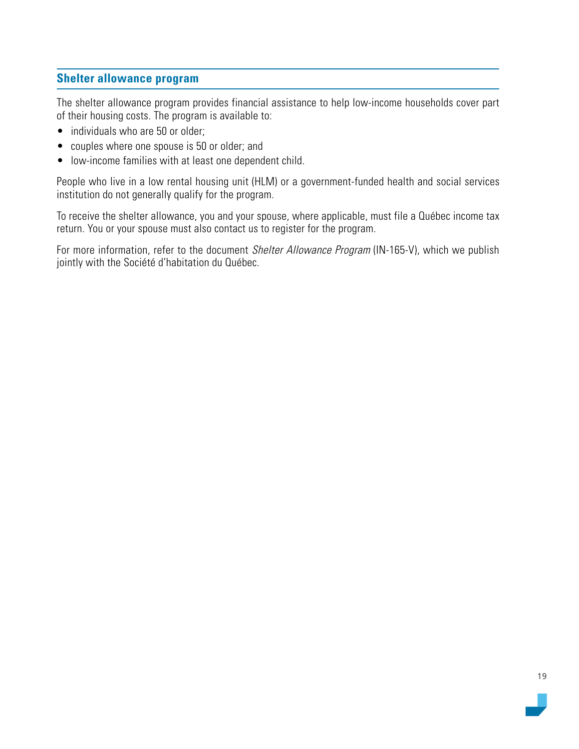## Shelter allowance program

The shelter allowance program provides financial assistance to help low-income households cover part of their housing costs. The program is available to:

- individuals who are 50 or older;
- couples where one spouse is 50 or older; and
- low-income families with at least one dependent child.

People who live in a low rental housing unit (HLM) or a government-funded health and social services institution do not generally qualify for the program.

To receive the shelter allowance, you and your spouse, where applicable, must file a Québec income tax return. You or your spouse must also contact us to register for the program.

For more information, refer to the document *Shelter Allowance Program* (IN-165-V), which we publish jointly with the Société d'habitation du Québec.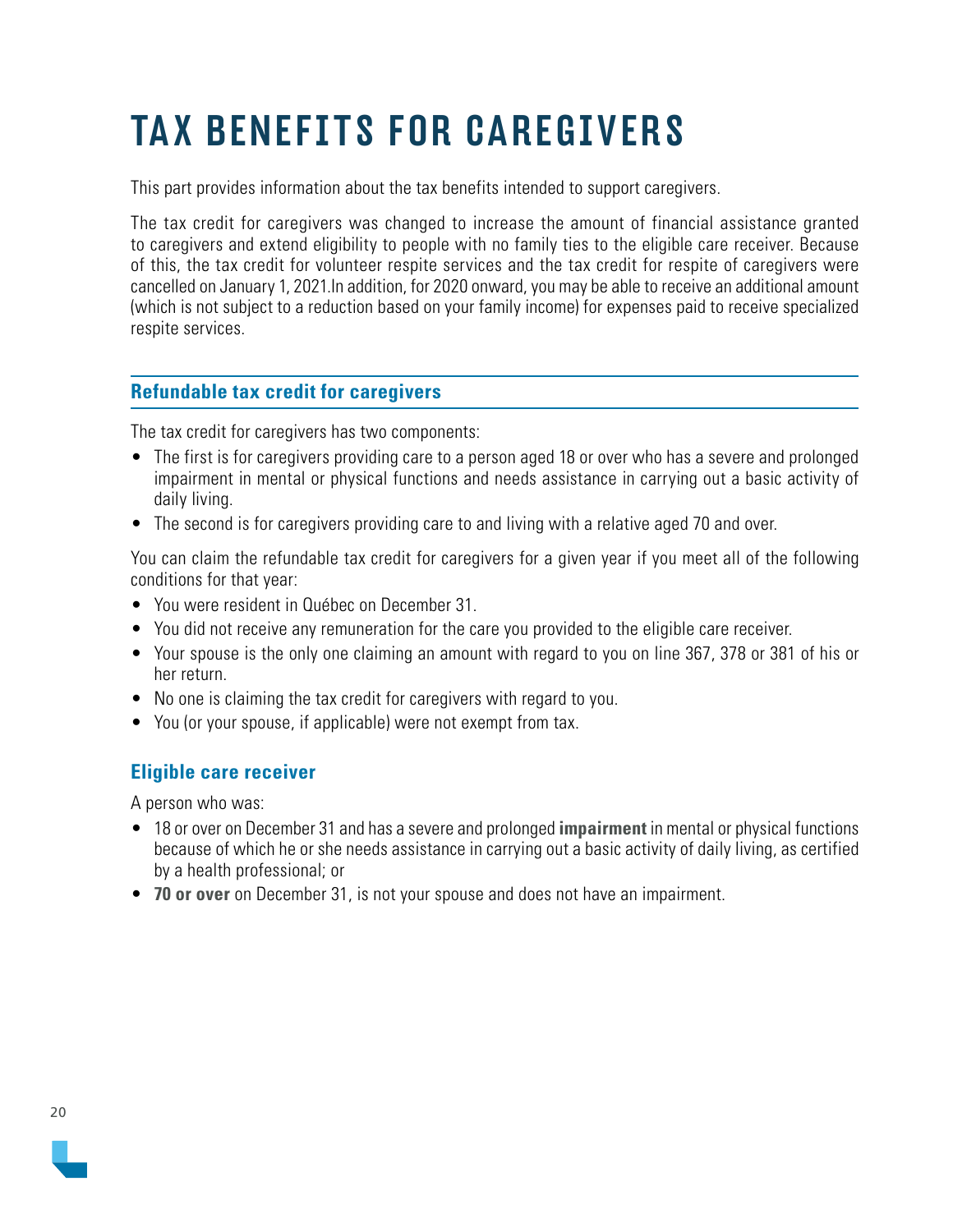# TAX BENEFITS FOR CAREGIVERS

This part provides information about the tax benefits intended to support caregivers.

The tax credit for caregivers was changed to increase the amount of financial assistance granted to caregivers and extend eligibility to people with no family ties to the eligible care receiver. Because of this, the tax credit for volunteer respite services and the tax credit for respite of caregivers were cancelled on January 1, 2021.In addition, for 2020 onward, you may be able to receive an additional amount (which is not subject to a reduction based on your family income) for expenses paid to receive specialized respite services.

## Refundable tax credit for caregivers

The tax credit for caregivers has two components:

- The first is for caregivers providing care to a person aged 18 or over who has a severe and prolonged impairment in mental or physical functions and needs assistance in carrying out a basic activity of daily living.
- The second is for caregivers providing care to and living with a relative aged 70 and over.

You can claim the refundable tax credit for caregivers for a given year if you meet all of the following conditions for that year:

- You were resident in Québec on December 31.
- You did not receive any remuneration for the care you provided to the eligible care receiver.
- Your spouse is the only one claiming an amount with regard to you on line 367, 378 or 381 of his or her return.
- No one is claiming the tax credit for caregivers with regard to you.
- You (or your spouse, if applicable) were not exempt from tax.

### Eligible care receiver

A person who was:

- 18 or over on December 31 and has a severe and prolonged **impairment** in mental or physical functions because of which he or she needs assistance in carrying out a basic activity of daily living, as certified by a health professional; or
- **70 or over** on December 31, is not your spouse and does not have an impairment.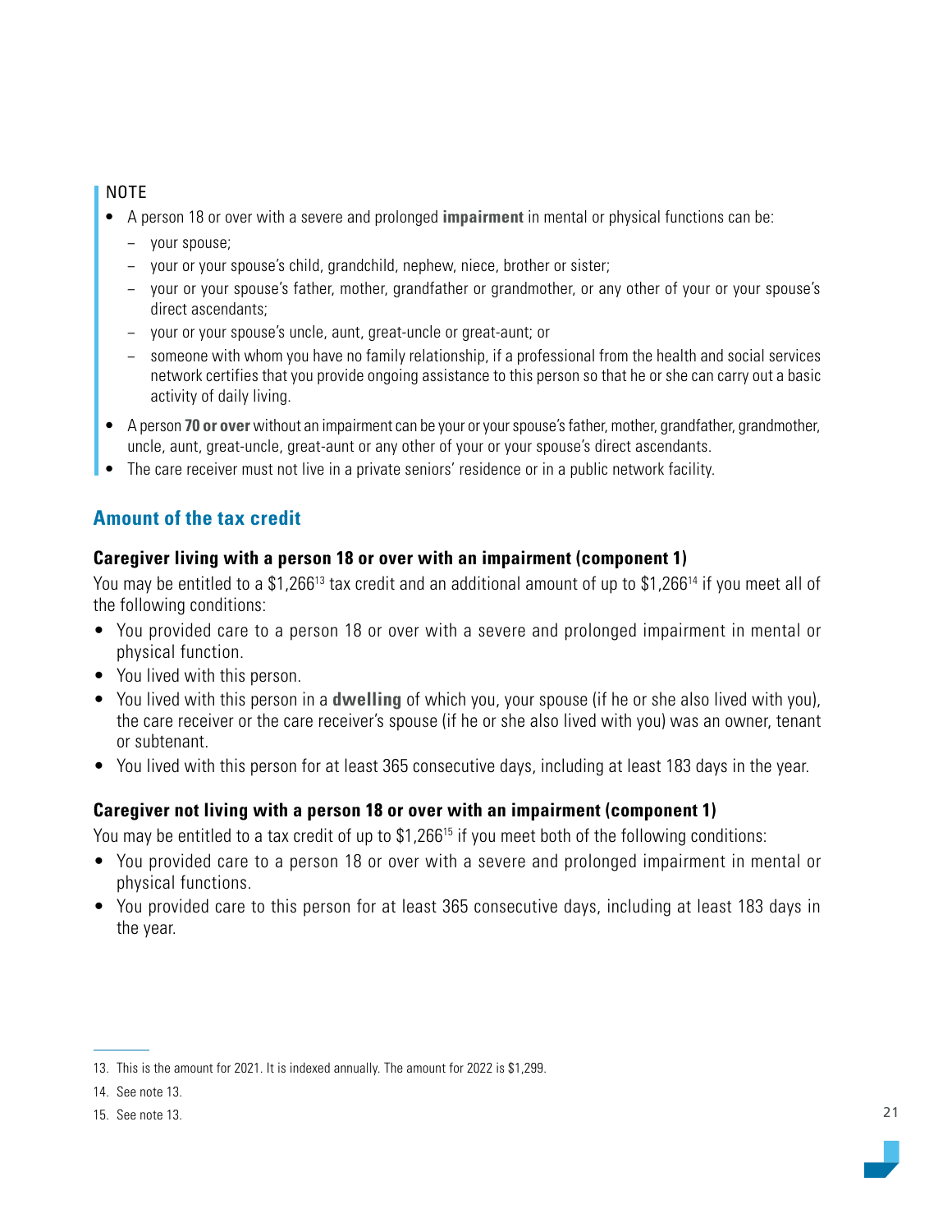NOTE

- A person 18 or over with a severe and prolonged **impairment** in mental or physical functions can be:
  - your spouse;
  - your or your spouse's child, grandchild, nephew, niece, brother or sister;
  - your or your spouse's father, mother, grandfather or grandmother, or any other of your or your spouse's direct ascendants;
  - your or your spouse's uncle, aunt, great-uncle or great-aunt; or
  - someone with whom you have no family relationship, if a professional from the health and social services network certifies that you provide ongoing assistance to this person so that he or she can carry out a basic activity of daily living.
- A person **70 or over** without an impairment can be your or your spouse's father, mother, grandfather, grandmother, uncle, aunt, great-uncle, great-aunt or any other of your or your spouse's direct ascendants.
- The care receiver must not live in a private seniors' residence or in a public network facility.

## Amount of the tax credit

### Caregiver living with a person 18 or over with an impairment (component 1)

You may be entitled to a $1,266[13] tax credit and an additional amount of up to $1,266[14] if you meet all of the following conditions:

- You provided care to a person 18 or over with a severe and prolonged impairment in mental or physical function.
- You lived with this person.
- You lived with this person in a **dwelling** of which you, your spouse (if he or she also lived with you), the care receiver or the care receiver's spouse (if he or she also lived with you) was an owner, tenant or subtenant.
- You lived with this person for at least 365 consecutive days, including at least 183 days in the year.

### Caregiver not living with a person 18 or over with an impairment (component 1)

You may be entitled to a tax credit of up to $1,266[15] if you meet both of the following conditions:

- You provided care to a person 18 or over with a severe and prolonged impairment in mental or physical functions.
- You provided care to this person for at least 365 consecutive days, including at least 183 days in the year.

---

13. This is the amount for 2021. It is indexed annually. The amount for 2022 is $1,299.

14. See note 13.

15. See note 13.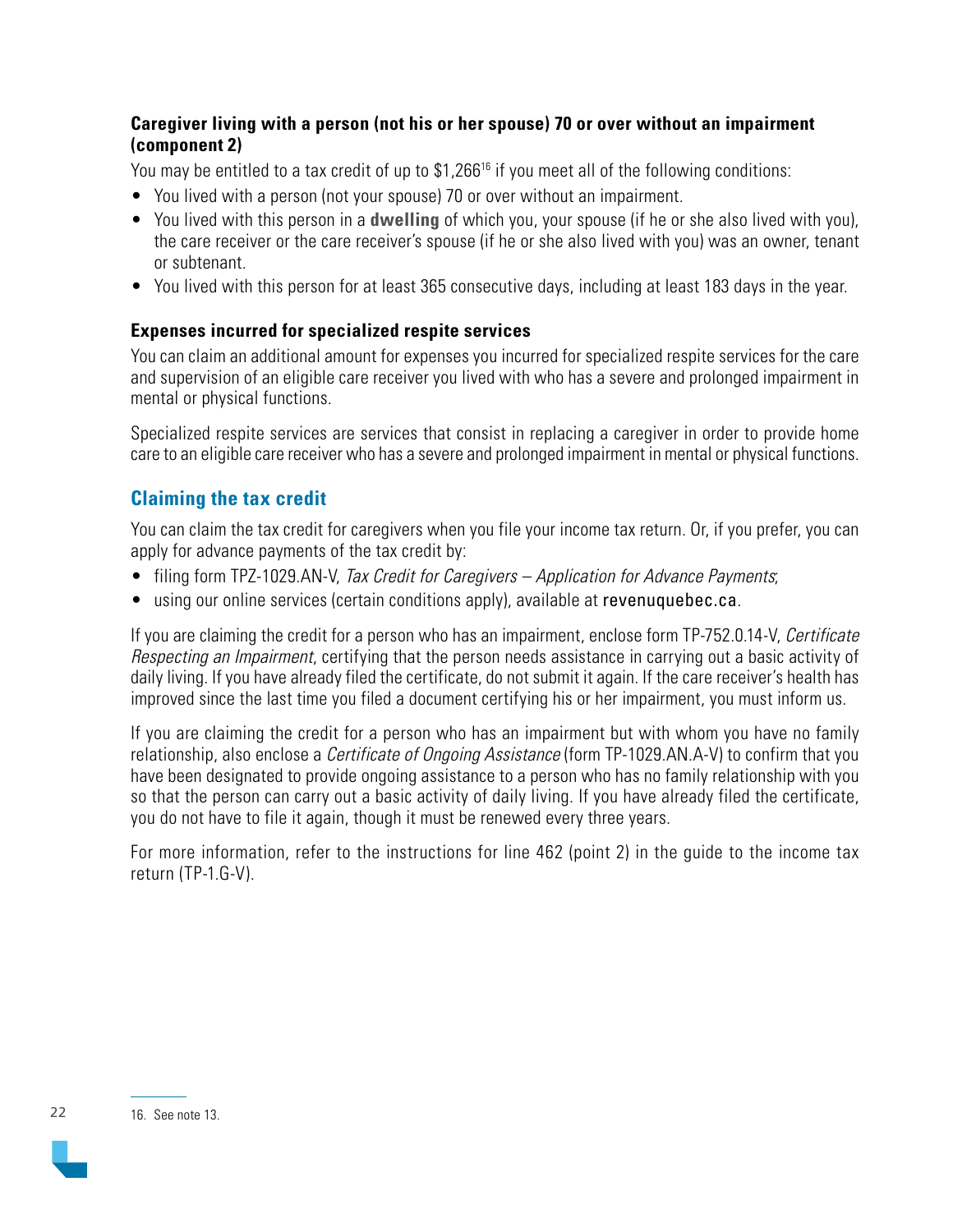### Caregiver living with a person (not his or her spouse) 70 or over without an impairment (component 2)

You may be entitled to a tax credit of up to $1,266[16] if you meet all of the following conditions:

- You lived with a person (not your spouse) 70 or over without an impairment.
- You lived with this person in a **dwelling** of which you, your spouse (if he or she also lived with you), the care receiver or the care receiver's spouse (if he or she also lived with you) was an owner, tenant or subtenant.
- You lived with this person for at least 365 consecutive days, including at least 183 days in the year.

### Expenses incurred for specialized respite services

You can claim an additional amount for expenses you incurred for specialized respite services for the care and supervision of an eligible care receiver you lived with who has a severe and prolonged impairment in mental or physical functions.

Specialized respite services are services that consist in replacing a caregiver in order to provide home care to an eligible care receiver who has a severe and prolonged impairment in mental or physical functions.

## Claiming the tax credit

You can claim the tax credit for caregivers when you file your income tax return. Or, if you prefer, you can apply for advance payments of the tax credit by:

- filing form TPZ-1029.AN-V, *Tax Credit for Caregivers – Application for Advance Payments*;
- using our online services (certain conditions apply), available at revenuquebec.ca.

If you are claiming the credit for a person who has an impairment, enclose form TP-752.0.14-V, *Certificate Respecting an Impairment*, certifying that the person needs assistance in carrying out a basic activity of daily living. If you have already filed the certificate, do not submit it again. If the care receiver's health has improved since the last time you filed a document certifying his or her impairment, you must inform us.

If you are claiming the credit for a person who has an impairment but with whom you have no family relationship, also enclose a *Certificate of Ongoing Assistance* (form TP-1029.AN.A-V) to confirm that you have been designated to provide ongoing assistance to a person who has no family relationship with you so that the person can carry out a basic activity of daily living. If you have already filed the certificate, you do not have to file it again, though it must be renewed every three years.

For more information, refer to the instructions for line 462 (point 2) in the guide to the income tax return (TP-1.G-V).

16. See note 13.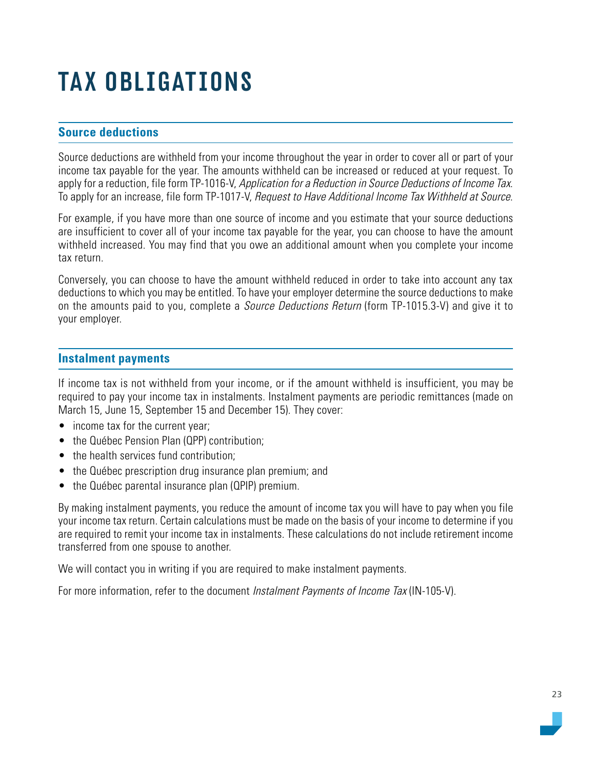# TAX OBLIGATIONS

## Source deductions

Source deductions are withheld from your income throughout the year in order to cover all or part of your income tax payable for the year. The amounts withheld can be increased or reduced at your request. To apply for a reduction, file form TP-1016-V, *Application for a Reduction in Source Deductions of Income Tax*. To apply for an increase, file form TP-1017-V, *Request to Have Additional Income Tax Withheld at Source*.

For example, if you have more than one source of income and you estimate that your source deductions are insufficient to cover all of your income tax payable for the year, you can choose to have the amount withheld increased. You may find that you owe an additional amount when you complete your income tax return.

Conversely, you can choose to have the amount withheld reduced in order to take into account any tax deductions to which you may be entitled. To have your employer determine the source deductions to make on the amounts paid to you, complete a *Source Deductions Return* (form TP-1015.3-V) and give it to your employer.

## Instalment payments

If income tax is not withheld from your income, or if the amount withheld is insufficient, you may be required to pay your income tax in instalments. Instalment payments are periodic remittances (made on March 15, June 15, September 15 and December 15). They cover:

- income tax for the current year;
- the Québec Pension Plan (QPP) contribution;
- the health services fund contribution;
- the Québec prescription drug insurance plan premium; and
- the Québec parental insurance plan (QPIP) premium.

By making instalment payments, you reduce the amount of income tax you will have to pay when you file your income tax return. Certain calculations must be made on the basis of your income to determine if you are required to remit your income tax in instalments. These calculations do not include retirement income transferred from one spouse to another.

We will contact you in writing if you are required to make instalment payments.

For more information, refer to the document *Instalment Payments of Income Tax* (IN-105-V).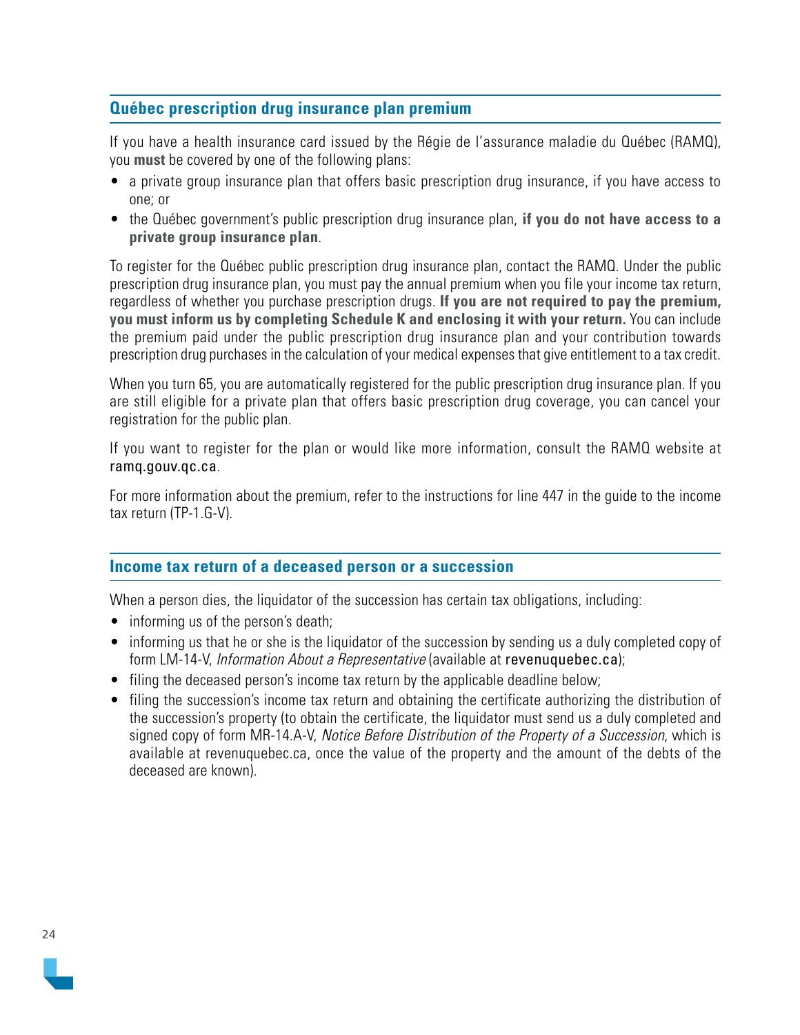## Québec prescription drug insurance plan premium

If you have a health insurance card issued by the Régie de l'assurance maladie du Québec (RAMQ), you **must** be covered by one of the following plans:

- a private group insurance plan that offers basic prescription drug insurance, if you have access to one; or
- the Québec government's public prescription drug insurance plan, **if you do not have access to a private group insurance plan**.

To register for the Québec public prescription drug insurance plan, contact the RAMQ. Under the public prescription drug insurance plan, you must pay the annual premium when you file your income tax return, regardless of whether you purchase prescription drugs. **If you are not required to pay the premium, you must inform us by completing Schedule K and enclosing it with your return.** You can include the premium paid under the public prescription drug insurance plan and your contribution towards prescription drug purchases in the calculation of your medical expenses that give entitlement to a tax credit.

When you turn 65, you are automatically registered for the public prescription drug insurance plan. If you are still eligible for a private plan that offers basic prescription drug coverage, you can cancel your registration for the public plan.

If you want to register for the plan or would like more information, consult the RAMQ website at ramq.gouv.qc.ca.

For more information about the premium, refer to the instructions for line 447 in the guide to the income tax return (TP-1.G-V).

## Income tax return of a deceased person or a succession

When a person dies, the liquidator of the succession has certain tax obligations, including:

- informing us of the person's death;
- informing us that he or she is the liquidator of the succession by sending us a duly completed copy of form LM-14-V, *Information About a Representative* (available at revenuquebec.ca);
- filing the deceased person's income tax return by the applicable deadline below;
- filing the succession's income tax return and obtaining the certificate authorizing the distribution of the succession's property (to obtain the certificate, the liquidator must send us a duly completed and signed copy of form MR-14.A-V, *Notice Before Distribution of the Property of a Succession*, which is available at revenuquebec.ca, once the value of the property and the amount of the debts of the deceased are known).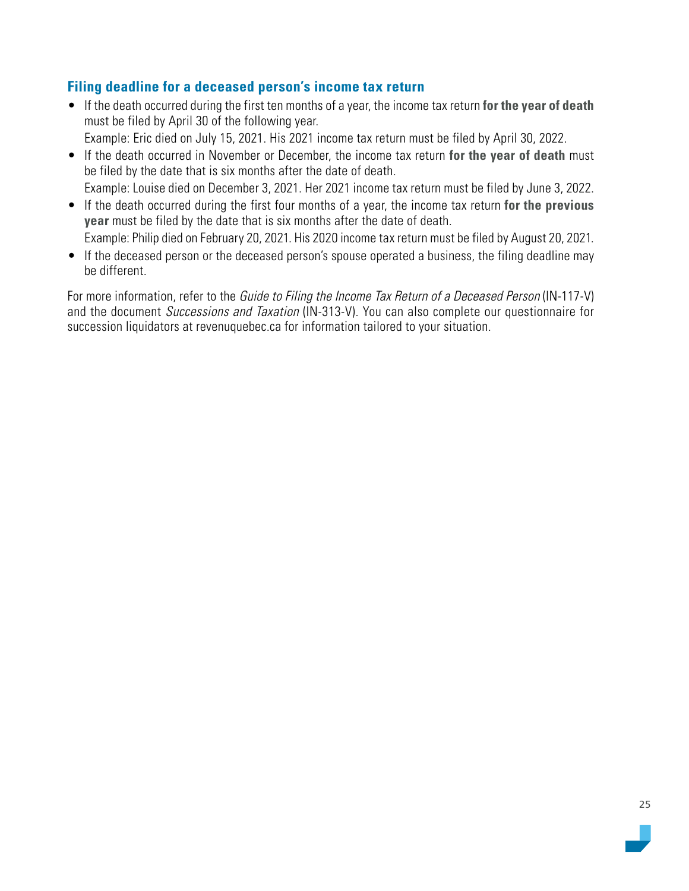## Filing deadline for a deceased person's income tax return

- If the death occurred during the first ten months of a year, the income tax return **for the year of death** must be filed by April 30 of the following year.
  Example: Eric died on July 15, 2021. His 2021 income tax return must be filed by April 30, 2022.
- If the death occurred in November or December, the income tax return **for the year of death** must be filed by the date that is six months after the date of death.
  Example: Louise died on December 3, 2021. Her 2021 income tax return must be filed by June 3, 2022.
- If the death occurred during the first four months of a year, the income tax return **for the previous year** must be filed by the date that is six months after the date of death.
  Example: Philip died on February 20, 2021. His 2020 income tax return must be filed by August 20, 2021.
- If the deceased person or the deceased person's spouse operated a business, the filing deadline may be different.

For more information, refer to the *Guide to Filing the Income Tax Return of a Deceased Person* (IN-117-V) and the document *Successions and Taxation* (IN-313-V). You can also complete our questionnaire for succession liquidators at revenuquebec.ca for information tailored to your situation.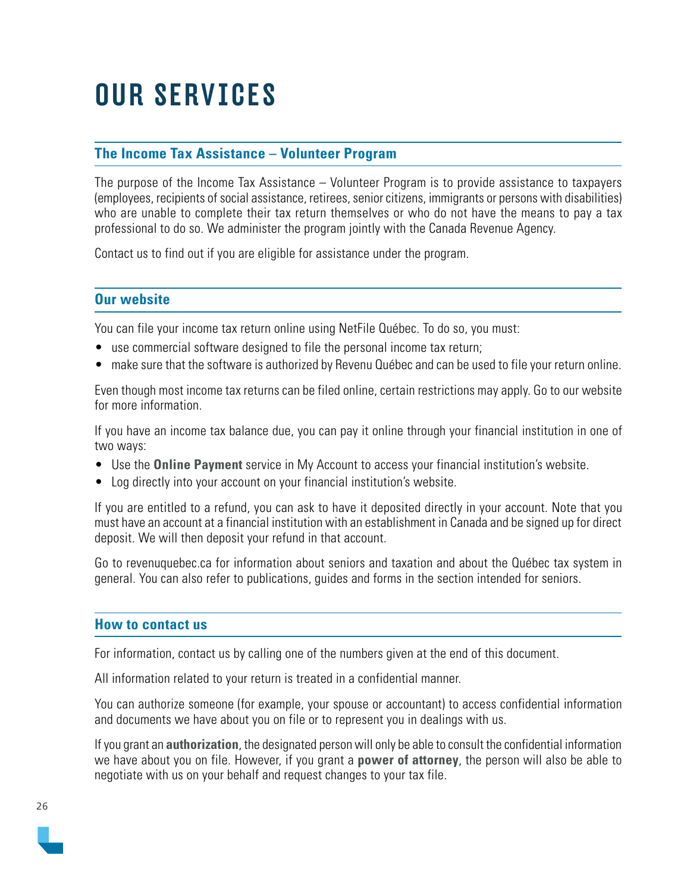# OUR SERVICES

## The Income Tax Assistance – Volunteer Program

The purpose of the Income Tax Assistance – Volunteer Program is to provide assistance to taxpayers (employees, recipients of social assistance, retirees, senior citizens, immigrants or persons with disabilities) who are unable to complete their tax return themselves or who do not have the means to pay a tax professional to do so. We administer the program jointly with the Canada Revenue Agency.

Contact us to find out if you are eligible for assistance under the program.

## Our website

You can file your income tax return online using NetFile Québec. To do so, you must:

- use commercial software designed to file the personal income tax return;
- make sure that the software is authorized by Revenu Québec and can be used to file your return online.

Even though most income tax returns can be filed online, certain restrictions may apply. Go to our website for more information.

If you have an income tax balance due, you can pay it online through your financial institution in one of two ways:

- Use the **Online Payment** service in My Account to access your financial institution's website.
- Log directly into your account on your financial institution's website.

If you are entitled to a refund, you can ask to have it deposited directly in your account. Note that you must have an account at a financial institution with an establishment in Canada and be signed up for direct deposit. We will then deposit your refund in that account.

Go to revenuquebec.ca for information about seniors and taxation and about the Québec tax system in general. You can also refer to publications, guides and forms in the section intended for seniors.

## How to contact us

For information, contact us by calling one of the numbers given at the end of this document.

All information related to your return is treated in a confidential manner.

You can authorize someone (for example, your spouse or accountant) to access confidential information and documents we have about you on file or to represent you in dealings with us.

If you grant an **authorization**, the designated person will only be able to consult the confidential information we have about you on file. However, if you grant a **power of attorney**, the person will also be able to negotiate with us on your behalf and request changes to your tax file.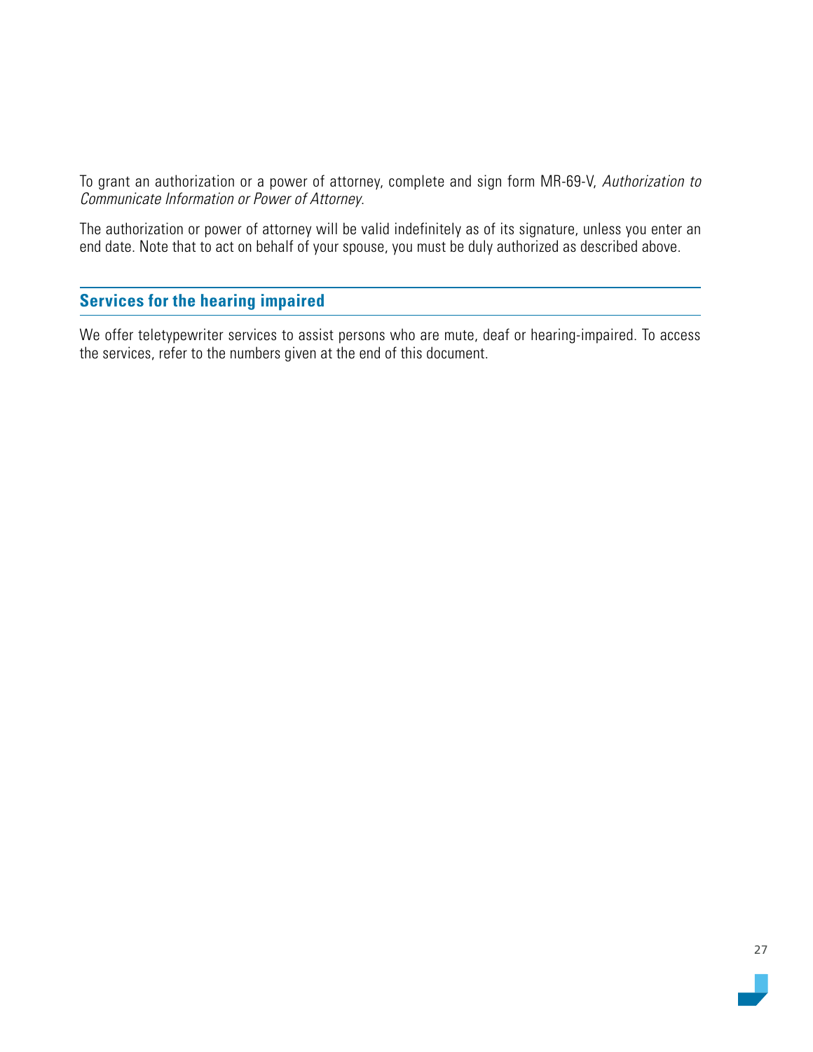To grant an authorization or a power of attorney, complete and sign form MR-69-V, *Authorization to Communicate Information or Power of Attorney.*

The authorization or power of attorney will be valid indefinitely as of its signature, unless you enter an end date. Note that to act on behalf of your spouse, you must be duly authorized as described above.

## Services for the hearing impaired

We offer teletypewriter services to assist persons who are mute, deaf or hearing-impaired. To access the services, refer to the numbers given at the end of this document.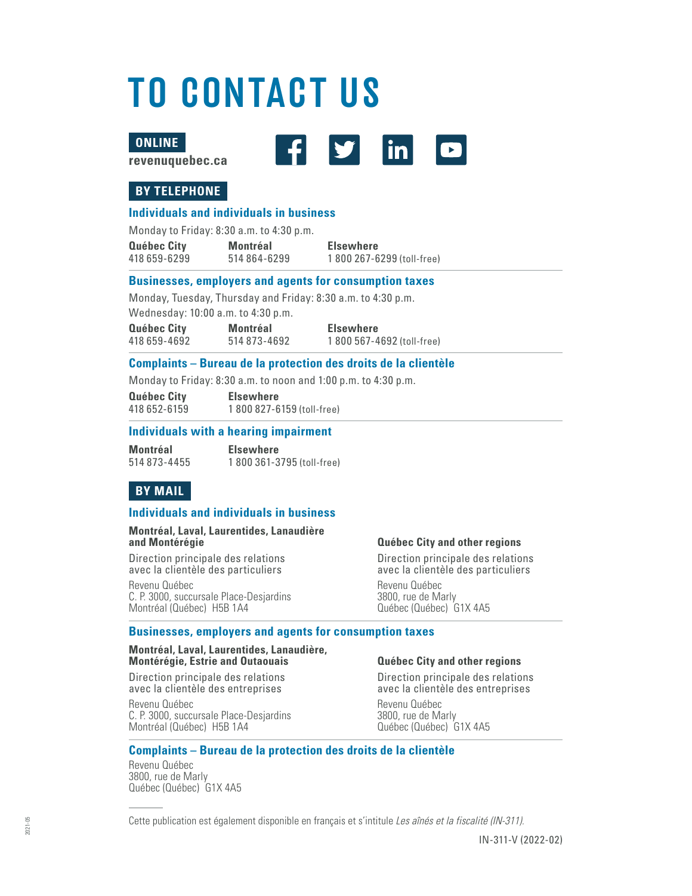# TO CONTACT US

## ONLINE

revenuquebec.ca

## BY TELEPHONE

### Individuals and individuals in business

Monday to Friday: 8:30 a.m. to 4:30 p.m.

**Québec City**
418 659-6299

**Montréal**
514 864-6299

**Elsewhere**
1 800 267-6299 (toll-free)

### Businesses, employers and agents for consumption taxes

Monday, Tuesday, Thursday and Friday: 8:30 a.m. to 4:30 p.m.
Wednesday: 10:00 a.m. to 4:30 p.m.

**Québec City**
418 659-4692

**Montréal**
514 873-4692

**Elsewhere**
1 800 567-4692 (toll-free)

### Complaints – Bureau de la protection des droits de la clientèle

Monday to Friday: 8:30 a.m. to noon and 1:00 p.m. to 4:30 p.m.

**Québec City**
418 652-6159

**Elsewhere**
1 800 827-6159 (toll-free)

### Individuals with a hearing impairment

**Montréal**
514 873-4455

**Elsewhere**
1 800 361-3795 (toll-free)

## BY MAIL

### Individuals and individuals in business

**Montréal, Laval, Laurentides, Lanaudière and Montérégie**

Direction principale des relations avec la clientèle des particuliers
Revenu Québec
C. P. 3000, succursale Place-Desjardins
Montréal (Québec) H5B 1A4

**Québec City and other regions**

Direction principale des relations avec la clientèle des particuliers
Revenu Québec
3800, rue de Marly
Québec (Québec) G1X 4A5

### Businesses, employers and agents for consumption taxes

**Montréal, Laval, Laurentides, Lanaudière, Montérégie, Estrie and Outaouais**

Direction principale des relations avec la clientèle des entreprises
Revenu Québec
C. P. 3000, succursale Place-Desjardins
Montréal (Québec) H5B 1A4

**Québec City and other regions**

Direction principale des relations avec la clientèle des entreprises
Revenu Québec
3800, rue de Marly
Québec (Québec) G1X 4A5

### Complaints – Bureau de la protection des droits de la clientèle

Revenu Québec
3800, rue de Marly
Québec (Québec) G1X 4A5

---

Cette publication est également disponible en français et s'intitule *Les aînés et la fiscalité (IN-311).*

IN-311-V (2022-02)